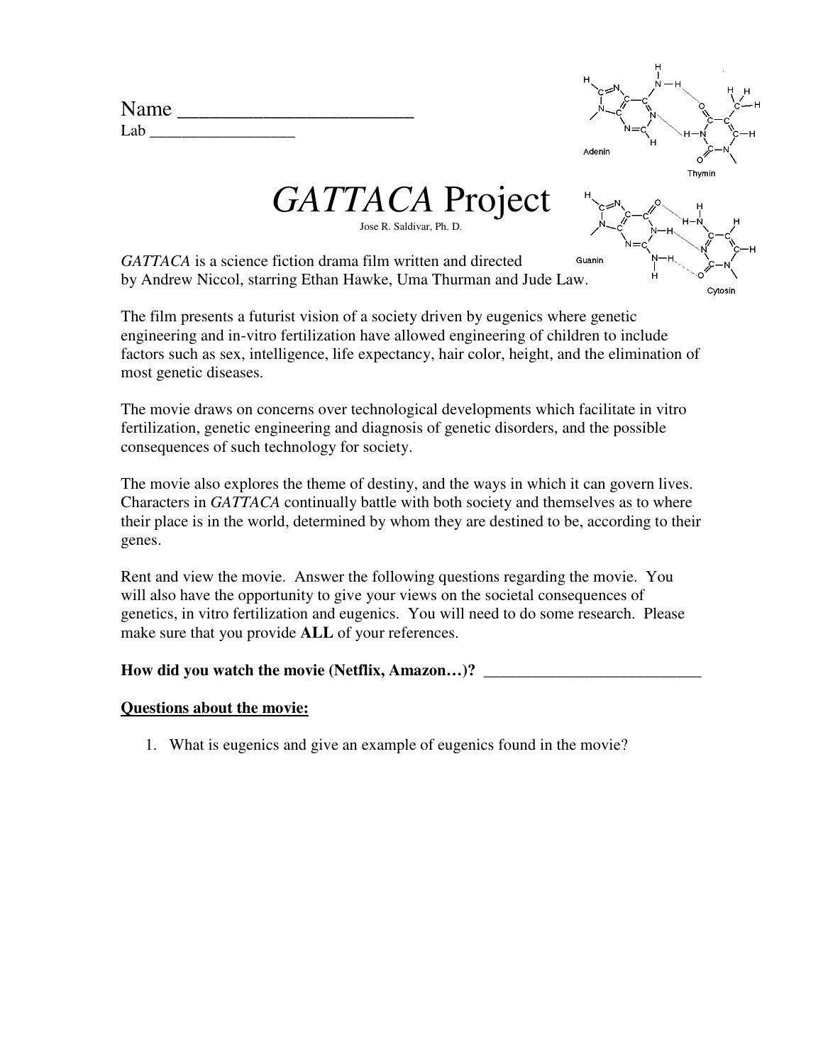Name ______________________

Lab _________________

# *GATTACA* Project

Jose R. Saldivar, Ph. D.

*GATTACA* is a science fiction drama film written and directed by Andrew Niccol, starring Ethan Hawke, Uma Thurman and Jude Law.

The film presents a futurist vision of a society driven by eugenics where genetic engineering and in-vitro fertilization have allowed engineering of children to include factors such as sex, intelligence, life expectancy, hair color, height, and the elimination of most genetic diseases.

The movie draws on concerns over technological developments which facilitate in vitro fertilization, genetic engineering and diagnosis of genetic disorders, and the possible consequences of such technology for society.

The movie also explores the theme of destiny, and the ways in which it can govern lives. Characters in *GATTACA* continually battle with both society and themselves as to where their place is in the world, determined by whom they are destined to be, according to their genes.

Rent and view the movie. Answer the following questions regarding the movie. You will also have the opportunity to give your views on the societal consequences of genetics, in vitro fertilization and eugenics. You will need to do some research. Please make sure that you provide **ALL** of your references.

**How did you watch the movie (Netflix, Amazon…)?** ___________________________

**<u>Questions about the movie:</u>**

1. What is eugenics and give an example of eugenics found in the movie?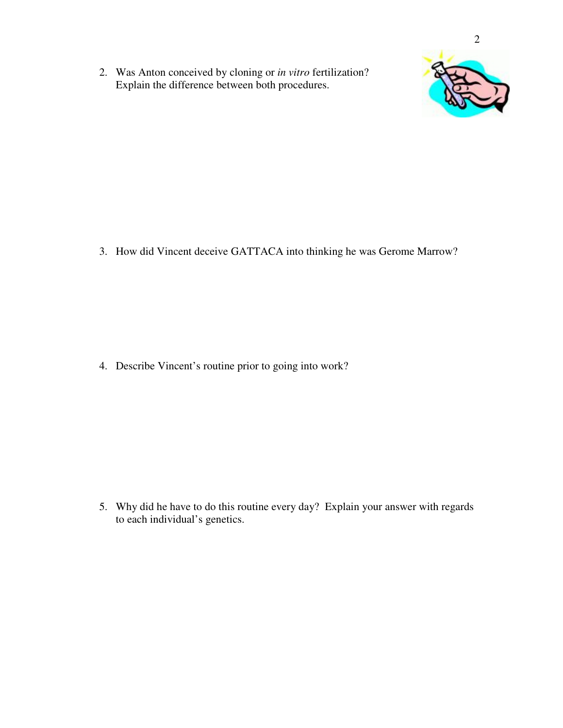2. Was Anton conceived by cloning or *in vitro* fertilization? Explain the difference between both procedures.

3. How did Vincent deceive GATTACA into thinking he was Gerome Marrow?

4. Describe Vincent's routine prior to going into work?

5. Why did he have to do this routine every day? Explain your answer with regards to each individual's genetics.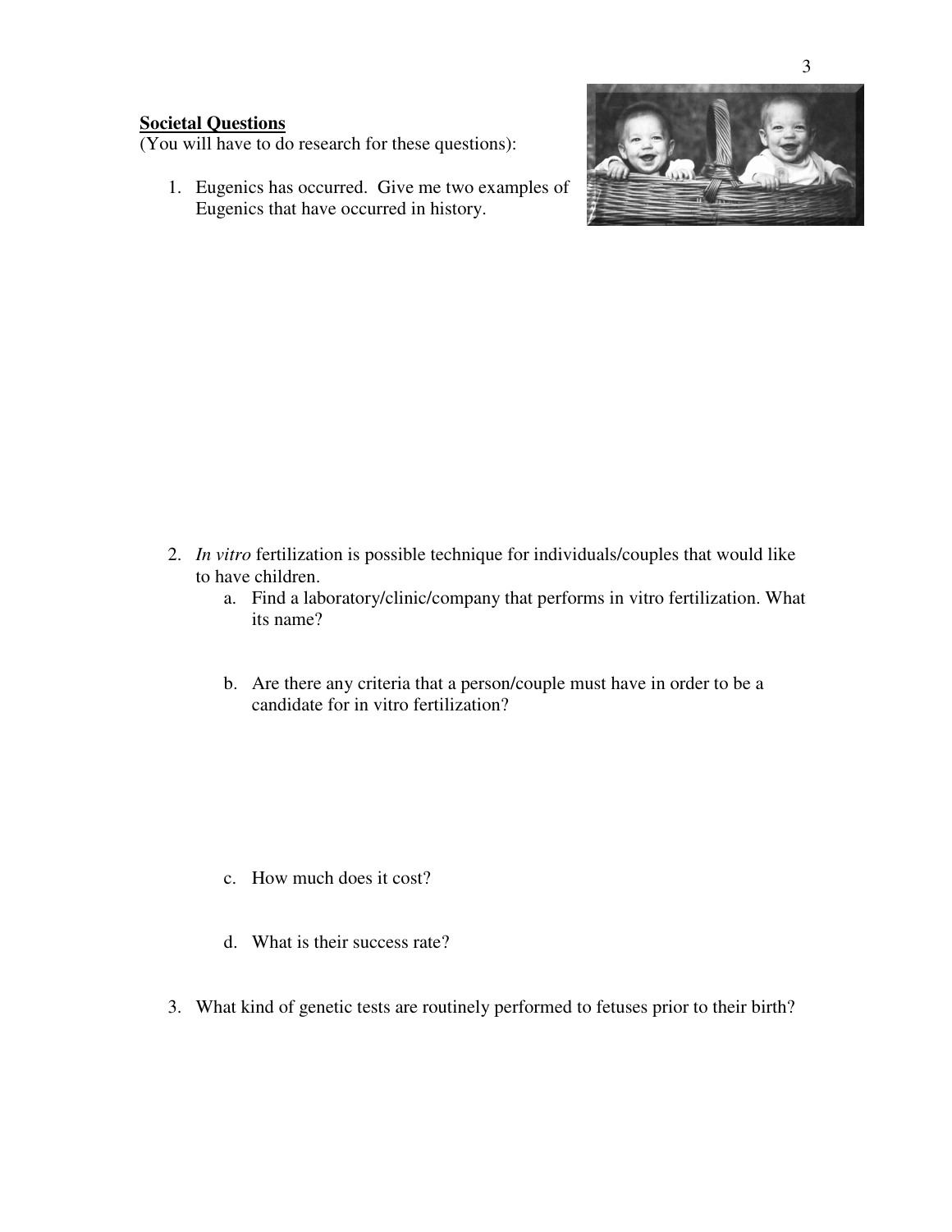**Societal Questions**
(You will have to do research for these questions):

1. Eugenics has occurred. Give me two examples of Eugenics that have occurred in history.

2. *In vitro* fertilization is possible technique for individuals/couples that would like to have children.
    a. Find a laboratory/clinic/company that performs in vitro fertilization. What its name?

    b. Are there any criteria that a person/couple must have in order to be a candidate for in vitro fertilization?

    c. How much does it cost?

    d. What is their success rate?

3. What kind of genetic tests are routinely performed to fetuses prior to their birth?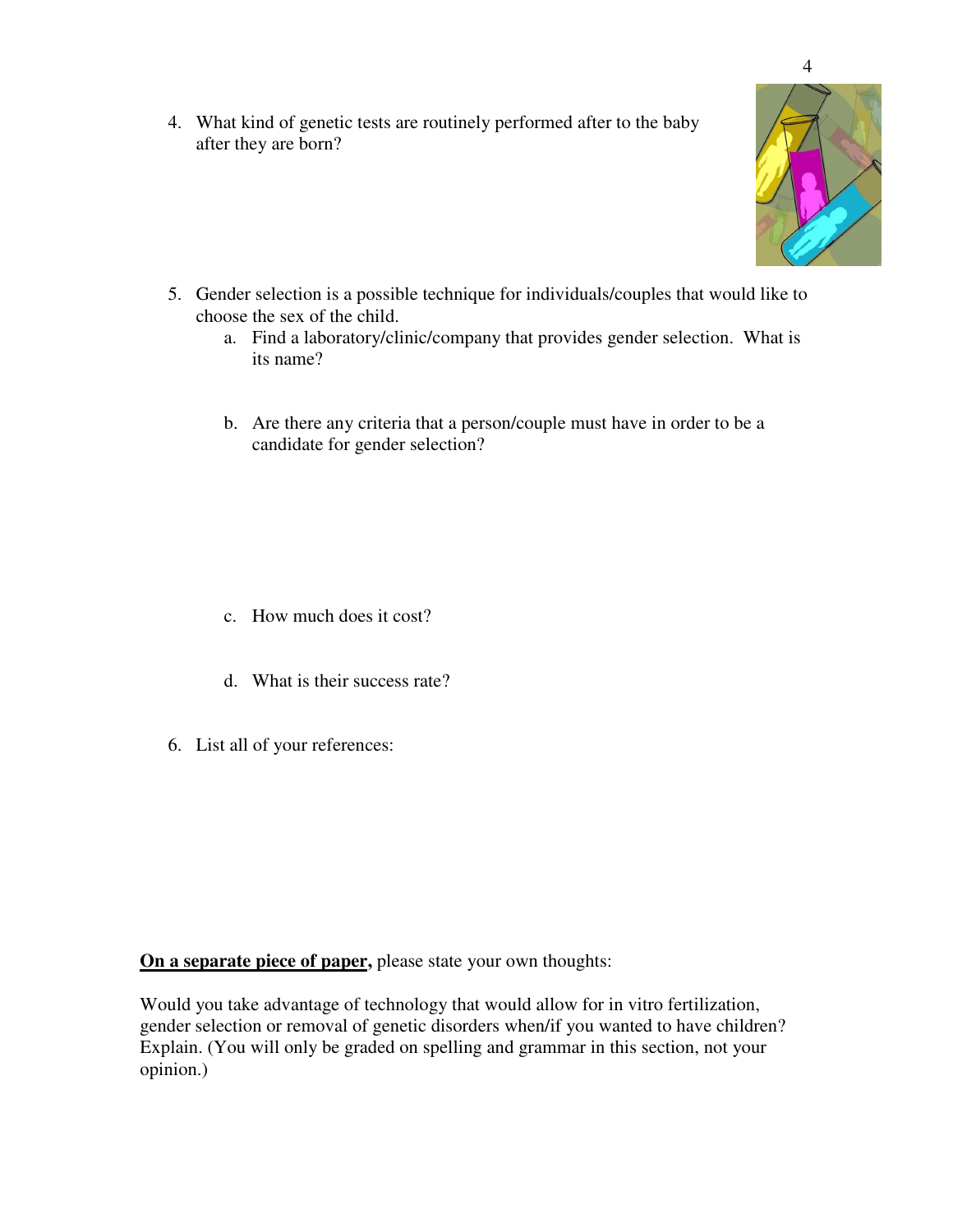4. What kind of genetic tests are routinely performed after to the baby after they are born?

5. Gender selection is a possible technique for individuals/couples that would like to choose the sex of the child.
   a. Find a laboratory/clinic/company that provides gender selection. What is its name?

   b. Are there any criteria that a person/couple must have in order to be a candidate for gender selection?

   c. How much does it cost?

   d. What is their success rate?

6. List all of your references:

**<u>On a separate piece of paper</u>,** please state your own thoughts:

Would you take advantage of technology that would allow for in vitro fertilization, gender selection or removal of genetic disorders when/if you wanted to have children? Explain. (You will only be graded on spelling and grammar in this section, not your opinion.)